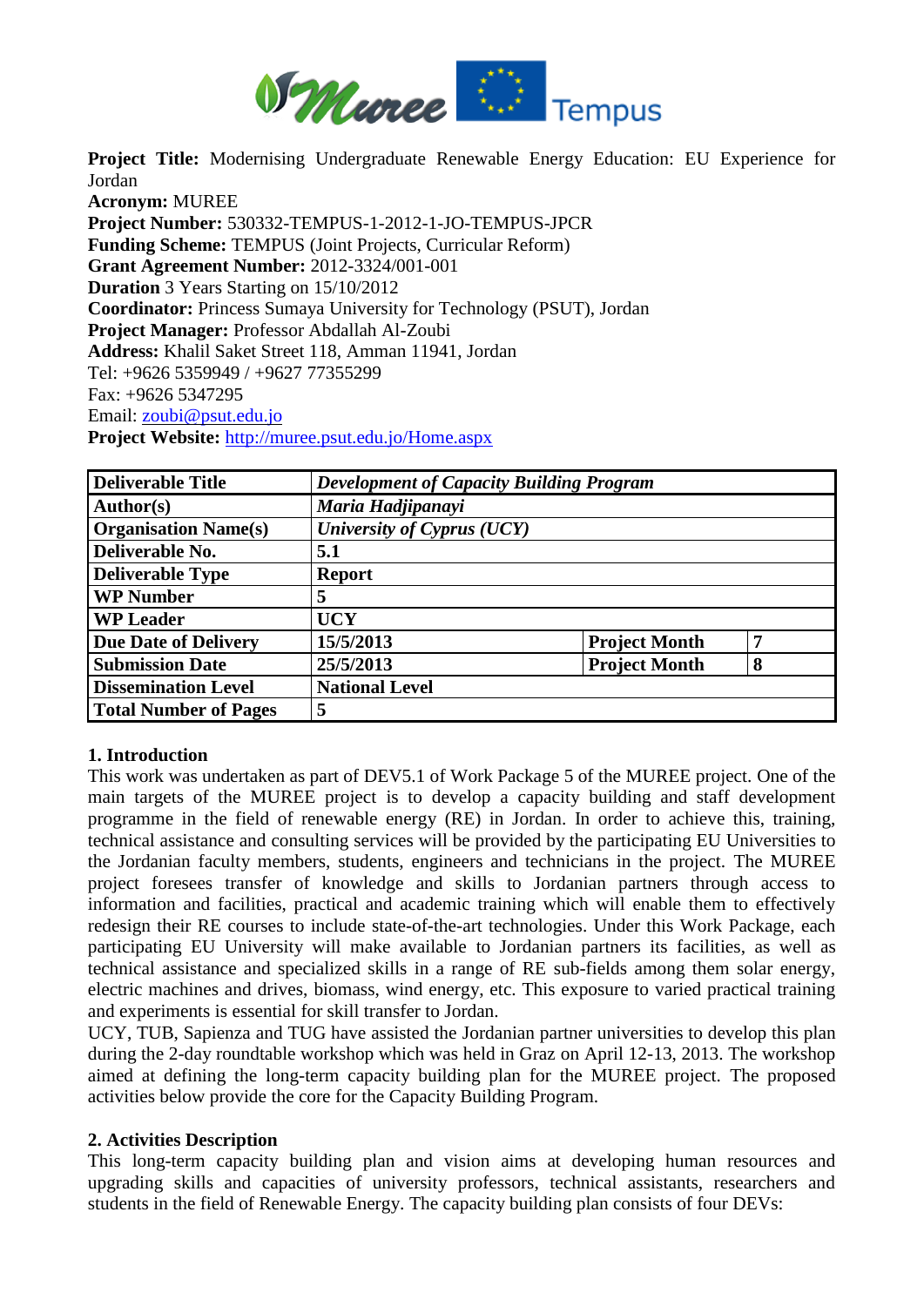**Project Title:** Modernising Undergraduate Renewable Energy Education: EU Experience for Jordan
**Acronym:** MUREE
**Project Number:** 530332-TEMPUS-1-2012-1-JO-TEMPUS-JPCR
**Funding Scheme:** TEMPUS (Joint Projects, Curricular Reform)
**Grant Agreement Number:** 2012-3324/001-001
**Duration** 3 Years Starting on 15/10/2012
**Coordinator:** Princess Sumaya University for Technology (PSUT), Jordan
**Project Manager:** Professor Abdallah Al-Zoubi
**Address:** Khalil Saket Street 118, Amman 11941, Jordan
Tel: +9626 5359949 / +9627 77355299
Fax: +9626 5347295
Email: zoubi@psut.edu.jo
**Project Website:** http://muree.psut.edu.jo/Home.aspx

| **Deliverable Title** | ***Development of Capacity Building Program*** | | |
|---|---|---|---|
| **Author(s)** | ***Maria Hadjipanayi*** | | |
| **Organisation Name(s)** | ***University of Cyprus (UCY)*** | | |
| **Deliverable No.** | **5.1** | | |
| **Deliverable Type** | **Report** | | |
| **WP Number** | **5** | | |
| **WP Leader** | **UCY** | | |
| **Due Date of Delivery** | **15/5/2013** | **Project Month** | **7** |
| **Submission Date** | **25/5/2013** | **Project Month** | **8** |
| **Dissemination Level** | **National Level** | | |
| **Total Number of Pages** | **5** | | |

## 1. Introduction

This work was undertaken as part of DEV5.1 of Work Package 5 of the MUREE project. One of the main targets of the MUREE project is to develop a capacity building and staff development programme in the field of renewable energy (RE) in Jordan. In order to achieve this, training, technical assistance and consulting services will be provided by the participating EU Universities to the Jordanian faculty members, students, engineers and technicians in the project. The MUREE project foresees transfer of knowledge and skills to Jordanian partners through access to information and facilities, practical and academic training which will enable them to effectively redesign their RE courses to include state-of-the-art technologies. Under this Work Package, each participating EU University will make available to Jordanian partners its facilities, as well as technical assistance and specialized skills in a range of RE sub-fields among them solar energy, electric machines and drives, biomass, wind energy, etc. This exposure to varied practical training and experiments is essential for skill transfer to Jordan.

UCY, TUB, Sapienza and TUG have assisted the Jordanian partner universities to develop this plan during the 2-day roundtable workshop which was held in Graz on April 12-13, 2013. The workshop aimed at defining the long-term capacity building plan for the MUREE project. The proposed activities below provide the core for the Capacity Building Program.

## 2. Activities Description

This long-term capacity building plan and vision aims at developing human resources and upgrading skills and capacities of university professors, technical assistants, researchers and students in the field of Renewable Energy. The capacity building plan consists of four DEVs: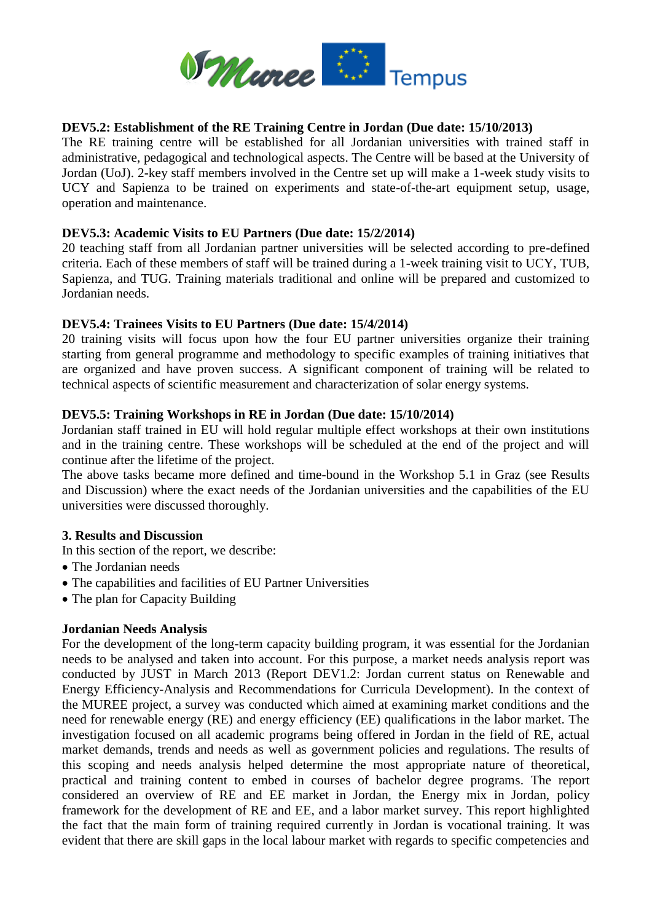**DEV5.2: Establishment of the RE Training Centre in Jordan (Due date: 15/10/2013)**
The RE training centre will be established for all Jordanian universities with trained staff in administrative, pedagogical and technological aspects. The Centre will be based at the University of Jordan (UoJ). 2-key staff members involved in the Centre set up will make a 1-week study visits to UCY and Sapienza to be trained on experiments and state-of-the-art equipment setup, usage, operation and maintenance.

**DEV5.3: Academic Visits to EU Partners (Due date: 15/2/2014)**
20 teaching staff from all Jordanian partner universities will be selected according to pre-defined criteria. Each of these members of staff will be trained during a 1-week training visit to UCY, TUB, Sapienza, and TUG. Training materials traditional and online will be prepared and customized to Jordanian needs.

**DEV5.4: Trainees Visits to EU Partners (Due date: 15/4/2014)**
20 training visits will focus upon how the four EU partner universities organize their training starting from general programme and methodology to specific examples of training initiatives that are organized and have proven success. A significant component of training will be related to technical aspects of scientific measurement and characterization of solar energy systems.

**DEV5.5: Training Workshops in RE in Jordan (Due date: 15/10/2014)**
Jordanian staff trained in EU will hold regular multiple effect workshops at their own institutions and in the training centre. These workshops will be scheduled at the end of the project and will continue after the lifetime of the project.
The above tasks became more defined and time-bound in the Workshop 5.1 in Graz (see Results and Discussion) where the exact needs of the Jordanian universities and the capabilities of the EU universities were discussed thoroughly.

## 3. Results and Discussion

In this section of the report, we describe:

- The Jordanian needs
- The capabilities and facilities of EU Partner Universities
- The plan for Capacity Building

**Jordanian Needs Analysis**
For the development of the long-term capacity building program, it was essential for the Jordanian needs to be analysed and taken into account. For this purpose, a market needs analysis report was conducted by JUST in March 2013 (Report DEV1.2: Jordan current status on Renewable and Energy Efficiency-Analysis and Recommendations for Curricula Development). In the context of the MUREE project, a survey was conducted which aimed at examining market conditions and the need for renewable energy (RE) and energy efficiency (EE) qualifications in the labor market. The investigation focused on all academic programs being offered in Jordan in the field of RE, actual market demands, trends and needs as well as government policies and regulations. The results of this scoping and needs analysis helped determine the most appropriate nature of theoretical, practical and training content to embed in courses of bachelor degree programs. The report considered an overview of RE and EE market in Jordan, the Energy mix in Jordan, policy framework for the development of RE and EE, and a labor market survey. This report highlighted the fact that the main form of training required currently in Jordan is vocational training. It was evident that there are skill gaps in the local labour market with regards to specific competencies and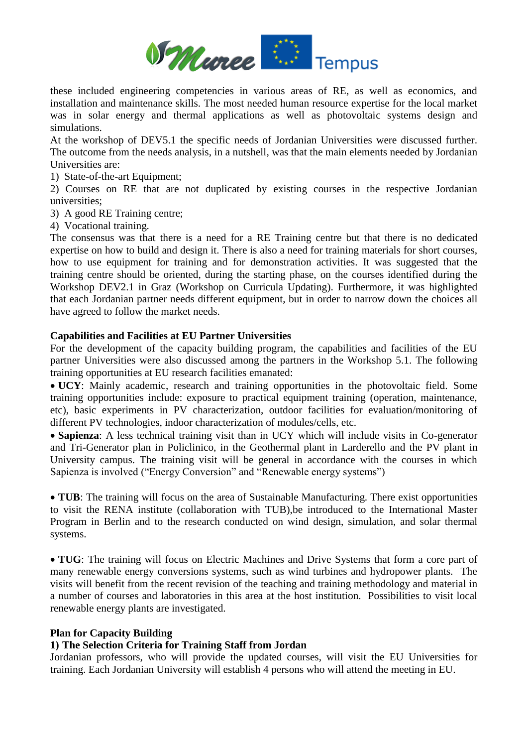these included engineering competencies in various areas of RE, as well as economics, and installation and maintenance skills. The most needed human resource expertise for the local market was in solar energy and thermal applications as well as photovoltaic systems design and simulations.

At the workshop of DEV5.1 the specific needs of Jordanian Universities were discussed further. The outcome from the needs analysis, in a nutshell, was that the main elements needed by Jordanian Universities are:

1) State-of-the-art Equipment;
2) Courses on RE that are not duplicated by existing courses in the respective Jordanian universities;
3) A good RE Training centre;
4) Vocational training.

The consensus was that there is a need for a RE Training centre but that there is no dedicated expertise on how to build and design it. There is also a need for training materials for short courses, how to use equipment for training and for demonstration activities. It was suggested that the training centre should be oriented, during the starting phase, on the courses identified during the Workshop DEV2.1 in Graz (Workshop on Curricula Updating). Furthermore, it was highlighted that each Jordanian partner needs different equipment, but in order to narrow down the choices all have agreed to follow the market needs.

**Capabilities and Facilities at EU Partner Universities**

For the development of the capacity building program, the capabilities and facilities of the EU partner Universities were also discussed among the partners in the Workshop 5.1. The following training opportunities at EU research facilities emanated:

- **UCY**: Mainly academic, research and training opportunities in the photovoltaic field. Some training opportunities include: exposure to practical equipment training (operation, maintenance, etc), basic experiments in PV characterization, outdoor facilities for evaluation/monitoring of different PV technologies, indoor characterization of modules/cells, etc.
- **Sapienza**: A less technical training visit than in UCY which will include visits in Co-generator and Tri-Generator plan in Policlinico, in the Geothermal plant in Larderello and the PV plant in University campus. The training visit will be general in accordance with the courses in which Sapienza is involved ("Energy Conversion" and "Renewable energy systems")
- **TUB**: The training will focus on the area of Sustainable Manufacturing. There exist opportunities to visit the RENA institute (collaboration with TUB),be introduced to the International Master Program in Berlin and to the research conducted on wind design, simulation, and solar thermal systems.
- **TUG**: The training will focus on Electric Machines and Drive Systems that form a core part of many renewable energy conversions systems, such as wind turbines and hydropower plants. The visits will benefit from the recent revision of the teaching and training methodology and material in a number of courses and laboratories in this area at the host institution. Possibilities to visit local renewable energy plants are investigated.

**Plan for Capacity Building**

**1) The Selection Criteria for Training Staff from Jordan**

Jordanian professors, who will provide the updated courses, will visit the EU Universities for training. Each Jordanian University will establish 4 persons who will attend the meeting in EU.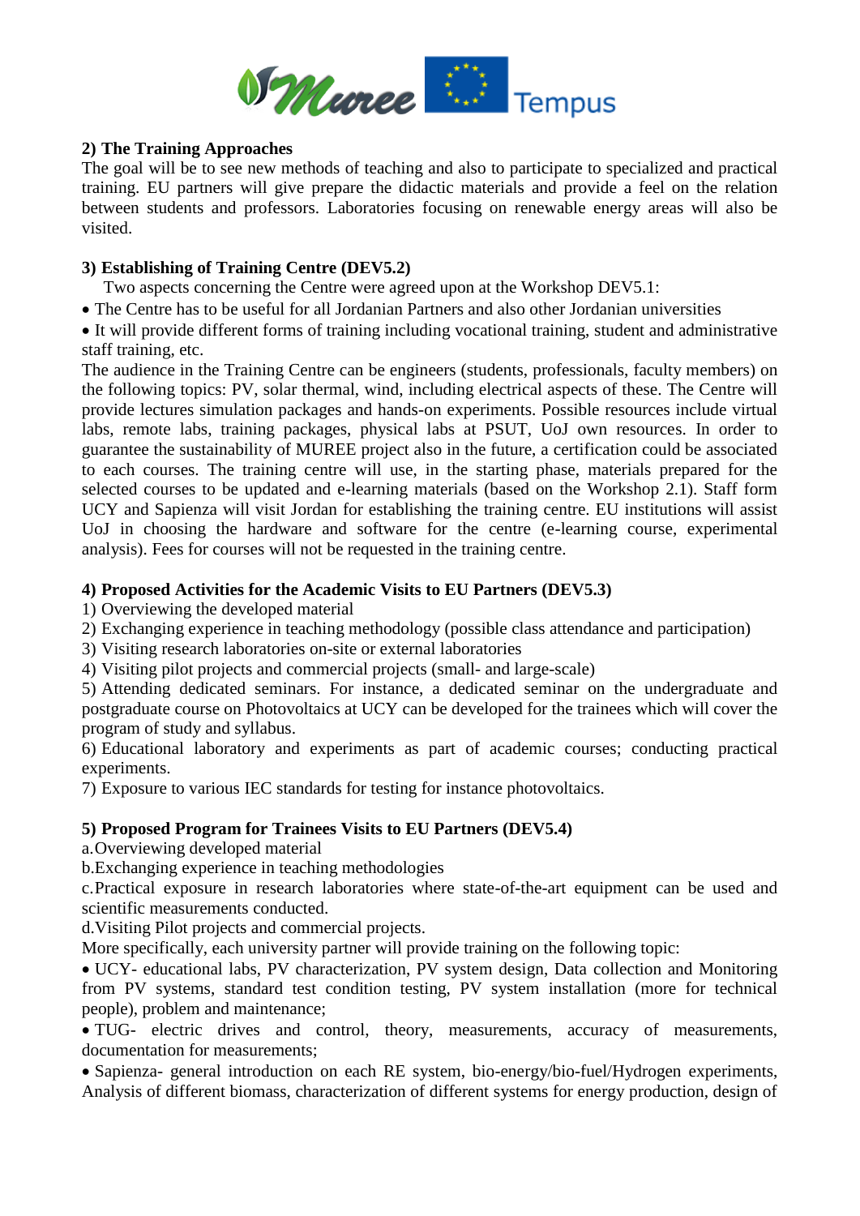**2) The Training Approaches**

The goal will be to see new methods of teaching and also to participate to specialized and practical training. EU partners will give prepare the didactic materials and provide a feel on the relation between students and professors. Laboratories focusing on renewable energy areas will also be visited.

**3) Establishing of Training Centre (DEV5.2)**

Two aspects concerning the Centre were agreed upon at the Workshop DEV5.1:

- The Centre has to be useful for all Jordanian Partners and also other Jordanian universities
- It will provide different forms of training including vocational training, student and administrative staff training, etc.

The audience in the Training Centre can be engineers (students, professionals, faculty members) on the following topics: PV, solar thermal, wind, including electrical aspects of these. The Centre will provide lectures simulation packages and hands-on experiments. Possible resources include virtual labs, remote labs, training packages, physical labs at PSUT, UoJ own resources. In order to guarantee the sustainability of MUREE project also in the future, a certification could be associated to each courses. The training centre will use, in the starting phase, materials prepared for the selected courses to be updated and e-learning materials (based on the Workshop 2.1). Staff form UCY and Sapienza will visit Jordan for establishing the training centre. EU institutions will assist UoJ in choosing the hardware and software for the centre (e-learning course, experimental analysis). Fees for courses will not be requested in the training centre.

**4) Proposed Activities for the Academic Visits to EU Partners (DEV5.3)**

1) Overviewing the developed material
2) Exchanging experience in teaching methodology (possible class attendance and participation)
3) Visiting research laboratories on-site or external laboratories
4) Visiting pilot projects and commercial projects (small- and large-scale)
5) Attending dedicated seminars. For instance, a dedicated seminar on the undergraduate and postgraduate course on Photovoltaics at UCY can be developed for the trainees which will cover the program of study and syllabus.
6) Educational laboratory and experiments as part of academic courses; conducting practical experiments.
7) Exposure to various IEC standards for testing for instance photovoltaics.

**5) Proposed Program for Trainees Visits to EU Partners (DEV5.4)**

a. Overviewing developed material
b. Exchanging experience in teaching methodologies
c. Practical exposure in research laboratories where state-of-the-art equipment can be used and scientific measurements conducted.
d. Visiting Pilot projects and commercial projects.

More specifically, each university partner will provide training on the following topic:

- UCY- educational labs, PV characterization, PV system design, Data collection and Monitoring from PV systems, standard test condition testing, PV system installation (more for technical people), problem and maintenance;
- TUG- electric drives and control, theory, measurements, accuracy of measurements, documentation for measurements;
- Sapienza- general introduction on each RE system, bio-energy/bio-fuel/Hydrogen experiments, Analysis of different biomass, characterization of different systems for energy production, design of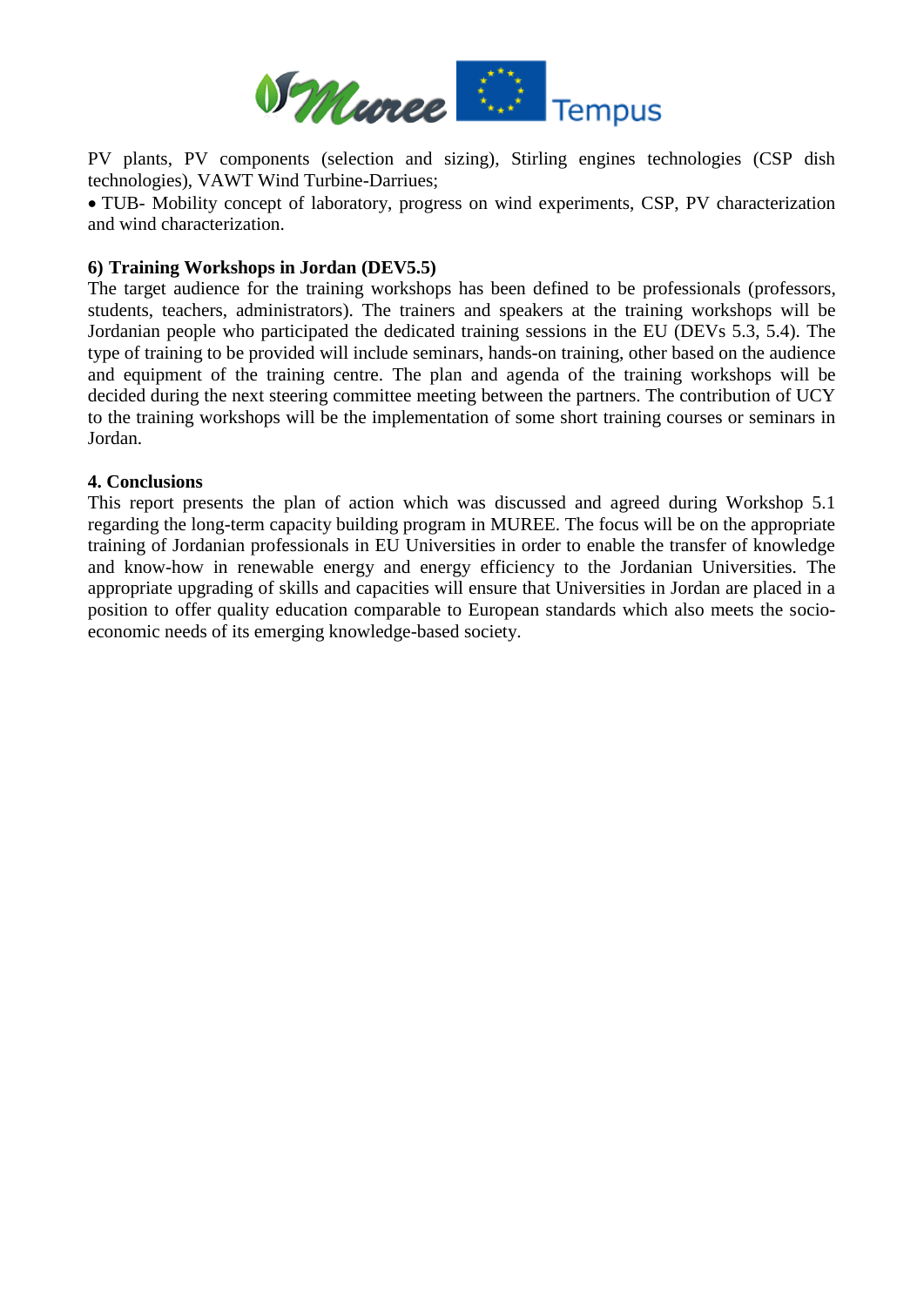PV plants, PV components (selection and sizing), Stirling engines technologies (CSP dish technologies), VAWT Wind Turbine-Darriues;

- TUB- Mobility concept of laboratory, progress on wind experiments, CSP, PV characterization and wind characterization.

**6) Training Workshops in Jordan (DEV5.5)**

The target audience for the training workshops has been defined to be professionals (professors, students, teachers, administrators). The trainers and speakers at the training workshops will be Jordanian people who participated the dedicated training sessions in the EU (DEVs 5.3, 5.4). The type of training to be provided will include seminars, hands-on training, other based on the audience and equipment of the training centre. The plan and agenda of the training workshops will be decided during the next steering committee meeting between the partners. The contribution of UCY to the training workshops will be the implementation of some short training courses or seminars in Jordan.

**4. Conclusions**

This report presents the plan of action which was discussed and agreed during Workshop 5.1 regarding the long-term capacity building program in MUREE. The focus will be on the appropriate training of Jordanian professionals in EU Universities in order to enable the transfer of knowledge and know-how in renewable energy and energy efficiency to the Jordanian Universities. The appropriate upgrading of skills and capacities will ensure that Universities in Jordan are placed in a position to offer quality education comparable to European standards which also meets the socio-economic needs of its emerging knowledge-based society.